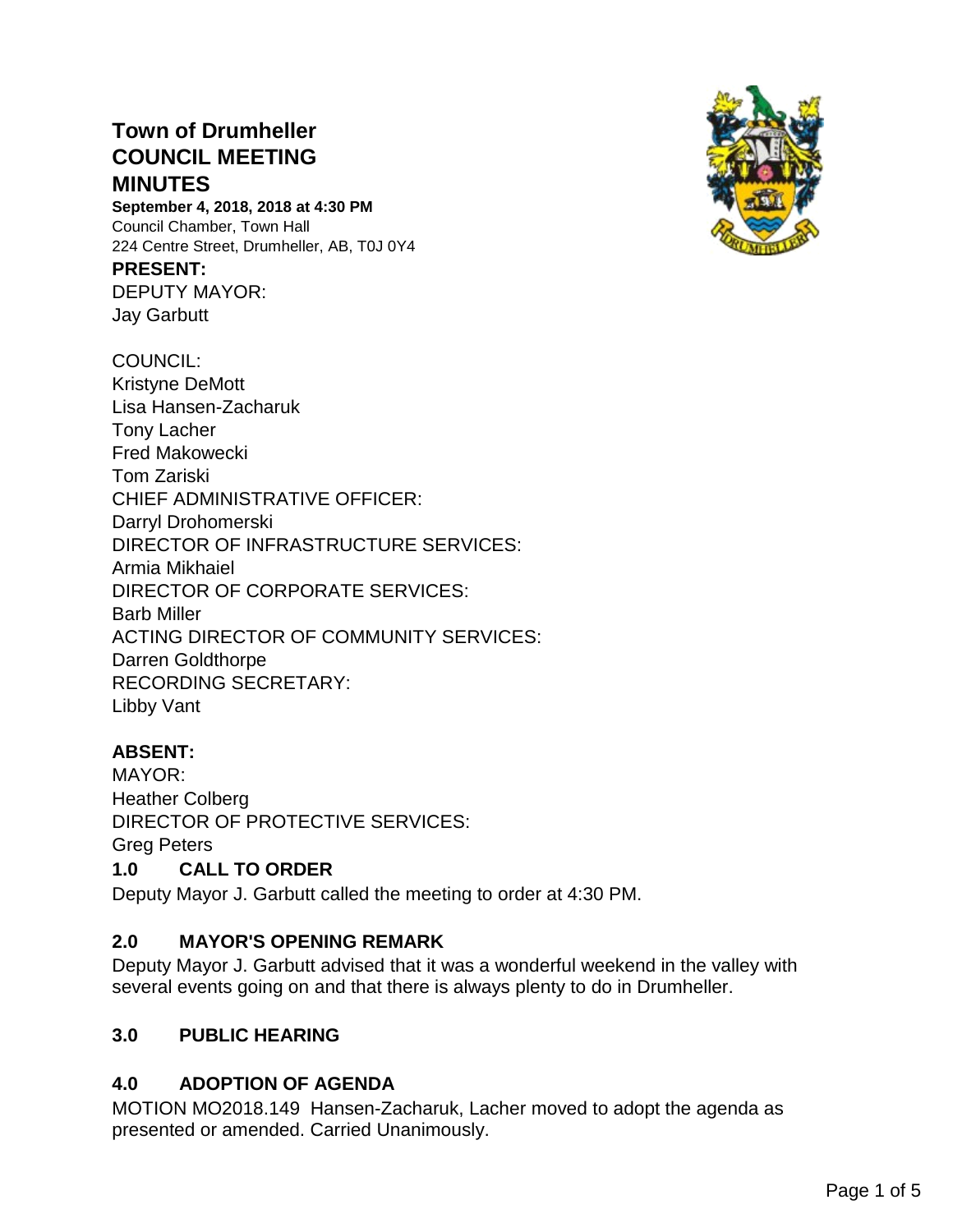# Town of Drumheller COUNCIL MEETING MINUTES

**September 4, 2018, 2018 at 4:30 PM**
Council Chamber, Town Hall
224 Centre Street, Drumheller, AB, T0J 0Y4

**PRESENT:**

DEPUTY MAYOR:
Jay Garbutt

COUNCIL:
Kristyne DeMott
Lisa Hansen-Zacharuk
Tony Lacher
Fred Makowecki
Tom Zariski

CHIEF ADMINISTRATIVE OFFICER:
Darryl Drohomerski

DIRECTOR OF INFRASTRUCTURE SERVICES:
Armia Mikhaiel

DIRECTOR OF CORPORATE SERVICES:
Barb Miller

ACTING DIRECTOR OF COMMUNITY SERVICES:
Darren Goldthorpe

RECORDING SECRETARY:
Libby Vant

**ABSENT:**

MAYOR:
Heather Colberg

DIRECTOR OF PROTECTIVE SERVICES:
Greg Peters

## 1.0 CALL TO ORDER

Deputy Mayor J. Garbutt called the meeting to order at 4:30 PM.

## 2.0 MAYOR'S OPENING REMARK

Deputy Mayor J. Garbutt advised that it was a wonderful weekend in the valley with several events going on and that there is always plenty to do in Drumheller.

## 3.0 PUBLIC HEARING

## 4.0 ADOPTION OF AGENDA

MOTION MO2018.149 Hansen-Zacharuk, Lacher moved to adopt the agenda as presented or amended. Carried Unanimously.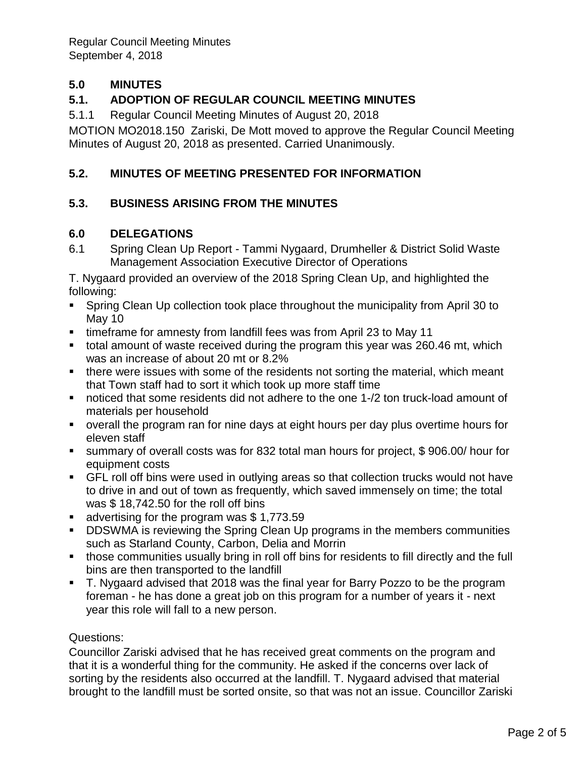## 5.0 MINUTES

### 5.1. ADOPTION OF REGULAR COUNCIL MEETING MINUTES

5.1.1 Regular Council Meeting Minutes of August 20, 2018

MOTION MO2018.150 Zariski, De Mott moved to approve the Regular Council Meeting Minutes of August 20, 2018 as presented. Carried Unanimously.

### 5.2. MINUTES OF MEETING PRESENTED FOR INFORMATION

### 5.3. BUSINESS ARISING FROM THE MINUTES

## 6.0 DELEGATIONS

6.1 Spring Clean Up Report - Tammi Nygaard, Drumheller & District Solid Waste Management Association Executive Director of Operations

T. Nygaard provided an overview of the 2018 Spring Clean Up, and highlighted the following:

- Spring Clean Up collection took place throughout the municipality from April 30 to May 10
- timeframe for amnesty from landfill fees was from April 23 to May 11
- total amount of waste received during the program this year was 260.46 mt, which was an increase of about 20 mt or 8.2%
- there were issues with some of the residents not sorting the material, which meant that Town staff had to sort it which took up more staff time
- noticed that some residents did not adhere to the one 1-/2 ton truck-load amount of materials per household
- overall the program ran for nine days at eight hours per day plus overtime hours for eleven staff
- summary of overall costs was for 832 total man hours for project, $ 906.00/ hour for equipment costs
- GFL roll off bins were used in outlying areas so that collection trucks would not have to drive in and out of town as frequently, which saved immensely on time; the total was $ 18,742.50 for the roll off bins
- advertising for the program was $ 1,773.59
- DDSWMA is reviewing the Spring Clean Up programs in the members communities such as Starland County, Carbon, Delia and Morrin
- those communities usually bring in roll off bins for residents to fill directly and the full bins are then transported to the landfill
- T. Nygaard advised that 2018 was the final year for Barry Pozzo to be the program foreman - he has done a great job on this program for a number of years it - next year this role will fall to a new person.

Questions:

Councillor Zariski advised that he has received great comments on the program and that it is a wonderful thing for the community. He asked if the concerns over lack of sorting by the residents also occurred at the landfill. T. Nygaard advised that material brought to the landfill must be sorted onsite, so that was not an issue. Councillor Zariski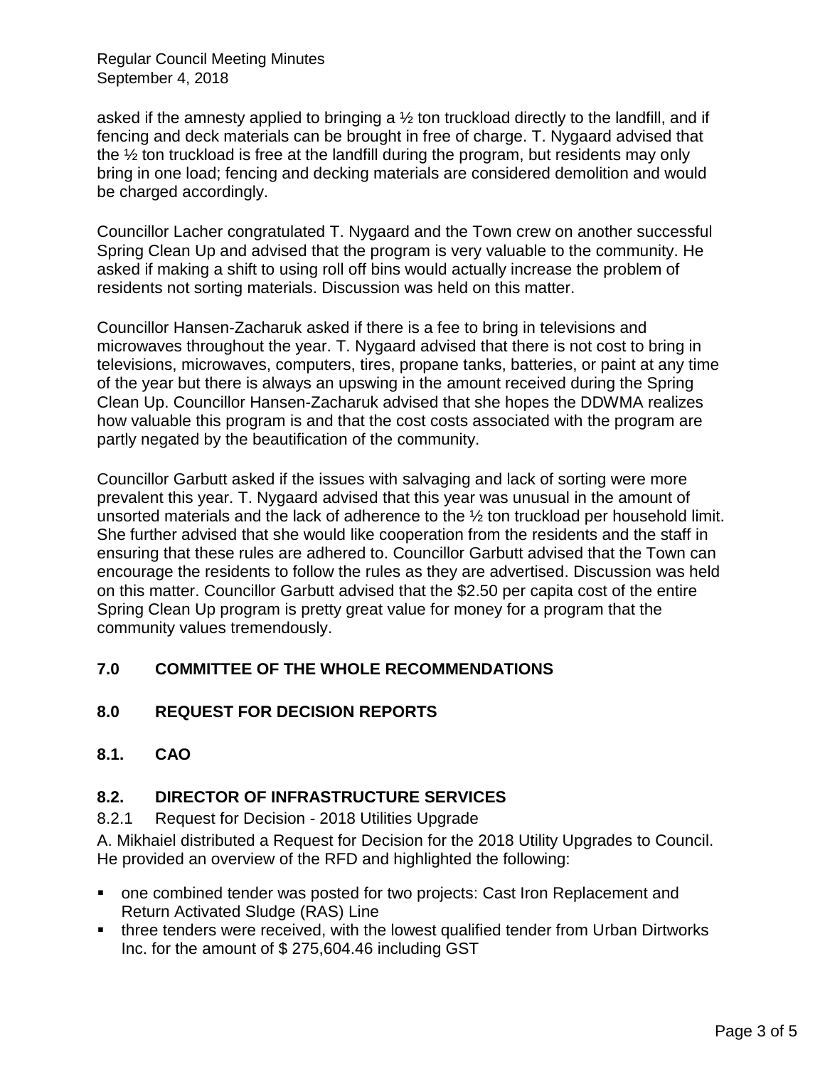asked if the amnesty applied to bringing a ½ ton truckload directly to the landfill, and if fencing and deck materials can be brought in free of charge. T. Nygaard advised that the ½ ton truckload is free at the landfill during the program, but residents may only bring in one load; fencing and decking materials are considered demolition and would be charged accordingly.

Councillor Lacher congratulated T. Nygaard and the Town crew on another successful Spring Clean Up and advised that the program is very valuable to the community. He asked if making a shift to using roll off bins would actually increase the problem of residents not sorting materials. Discussion was held on this matter.

Councillor Hansen-Zacharuk asked if there is a fee to bring in televisions and microwaves throughout the year. T. Nygaard advised that there is not cost to bring in televisions, microwaves, computers, tires, propane tanks, batteries, or paint at any time of the year but there is always an upswing in the amount received during the Spring Clean Up. Councillor Hansen-Zacharuk advised that she hopes the DDWMA realizes how valuable this program is and that the cost costs associated with the program are partly negated by the beautification of the community.

Councillor Garbutt asked if the issues with salvaging and lack of sorting were more prevalent this year. T. Nygaard advised that this year was unusual in the amount of unsorted materials and the lack of adherence to the ½ ton truckload per household limit. She further advised that she would like cooperation from the residents and the staff in ensuring that these rules are adhered to. Councillor Garbutt advised that the Town can encourage the residents to follow the rules as they are advertised. Discussion was held on this matter. Councillor Garbutt advised that the $2.50 per capita cost of the entire Spring Clean Up program is pretty great value for money for a program that the community values tremendously.

## 7.0 COMMITTEE OF THE WHOLE RECOMMENDATIONS

## 8.0 REQUEST FOR DECISION REPORTS

### 8.1. CAO

### 8.2. DIRECTOR OF INFRASTRUCTURE SERVICES

8.2.1 Request for Decision - 2018 Utilities Upgrade

A. Mikhaiel distributed a Request for Decision for the 2018 Utility Upgrades to Council. He provided an overview of the RFD and highlighted the following:

- one combined tender was posted for two projects: Cast Iron Replacement and Return Activated Sludge (RAS) Line
- three tenders were received, with the lowest qualified tender from Urban Dirtworks Inc. for the amount of $ 275,604.46 including GST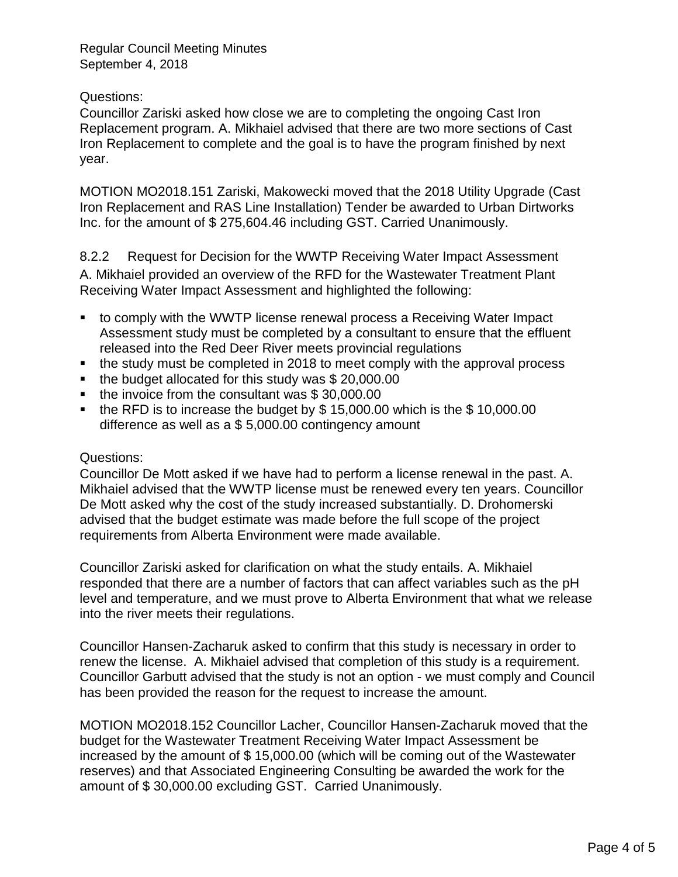Questions:
Councillor Zariski asked how close we are to completing the ongoing Cast Iron Replacement program. A. Mikhaiel advised that there are two more sections of Cast Iron Replacement to complete and the goal is to have the program finished by next year.

MOTION MO2018.151 Zariski, Makowecki moved that the 2018 Utility Upgrade (Cast Iron Replacement and RAS Line Installation) Tender be awarded to Urban Dirtworks Inc. for the amount of $ 275,604.46 including GST. Carried Unanimously.

### 8.2.2 Request for Decision for the WWTP Receiving Water Impact Assessment

A. Mikhaiel provided an overview of the RFD for the Wastewater Treatment Plant Receiving Water Impact Assessment and highlighted the following:

- to comply with the WWTP license renewal process a Receiving Water Impact Assessment study must be completed by a consultant to ensure that the effluent released into the Red Deer River meets provincial regulations
- the study must be completed in 2018 to meet comply with the approval process
- the budget allocated for this study was $ 20,000.00
- the invoice from the consultant was $ 30,000.00
- the RFD is to increase the budget by $ 15,000.00 which is the $ 10,000.00 difference as well as a $ 5,000.00 contingency amount

Questions:
Councillor De Mott asked if we have had to perform a license renewal in the past. A. Mikhaiel advised that the WWTP license must be renewed every ten years. Councillor De Mott asked why the cost of the study increased substantially. D. Drohomerski advised that the budget estimate was made before the full scope of the project requirements from Alberta Environment were made available.

Councillor Zariski asked for clarification on what the study entails. A. Mikhaiel responded that there are a number of factors that can affect variables such as the pH level and temperature, and we must prove to Alberta Environment that what we release into the river meets their regulations.

Councillor Hansen-Zacharuk asked to confirm that this study is necessary in order to renew the license. A. Mikhaiel advised that completion of this study is a requirement. Councillor Garbutt advised that the study is not an option - we must comply and Council has been provided the reason for the request to increase the amount.

MOTION MO2018.152 Councillor Lacher, Councillor Hansen-Zacharuk moved that the budget for the Wastewater Treatment Receiving Water Impact Assessment be increased by the amount of $ 15,000.00 (which will be coming out of the Wastewater reserves) and that Associated Engineering Consulting be awarded the work for the amount of $ 30,000.00 excluding GST. Carried Unanimously.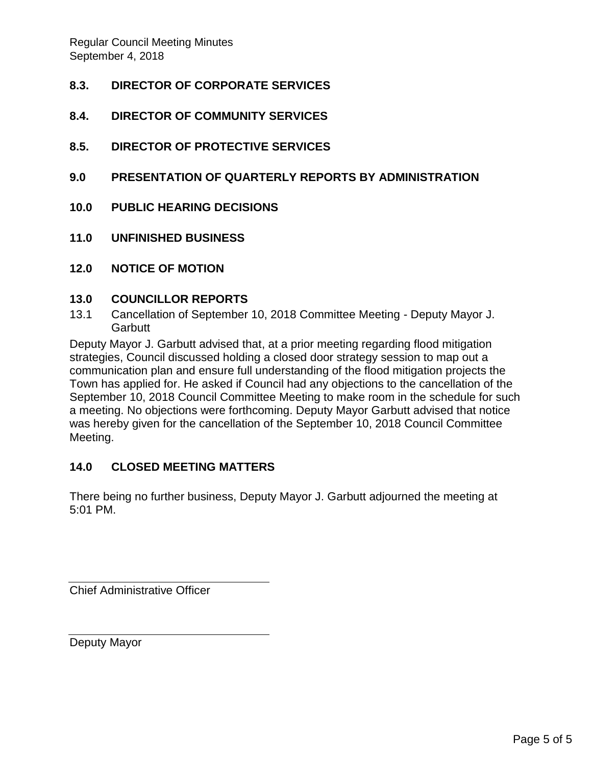## 8.3. DIRECTOR OF CORPORATE SERVICES

## 8.4. DIRECTOR OF COMMUNITY SERVICES

## 8.5. DIRECTOR OF PROTECTIVE SERVICES

## 9.0 PRESENTATION OF QUARTERLY REPORTS BY ADMINISTRATION

## 10.0 PUBLIC HEARING DECISIONS

## 11.0 UNFINISHED BUSINESS

## 12.0 NOTICE OF MOTION

## 13.0 COUNCILLOR REPORTS

13.1 Cancellation of September 10, 2018 Committee Meeting - Deputy Mayor J. Garbutt

Deputy Mayor J. Garbutt advised that, at a prior meeting regarding flood mitigation strategies, Council discussed holding a closed door strategy session to map out a communication plan and ensure full understanding of the flood mitigation projects the Town has applied for. He asked if Council had any objections to the cancellation of the September 10, 2018 Council Committee Meeting to make room in the schedule for such a meeting. No objections were forthcoming. Deputy Mayor Garbutt advised that notice was hereby given for the cancellation of the September 10, 2018 Council Committee Meeting.

## 14.0 CLOSED MEETING MATTERS

There being no further business, Deputy Mayor J. Garbutt adjourned the meeting at 5:01 PM.

\_\_\_\_\_\_\_\_\_\_\_\_\_\_\_\_\_\_\_\_\_\_\_\_\_\_\_\_\_\_\_\_
Chief Administrative Officer

\_\_\_\_\_\_\_\_\_\_\_\_\_\_\_\_\_\_\_\_\_\_\_\_\_\_\_\_\_\_\_\_
Deputy Mayor